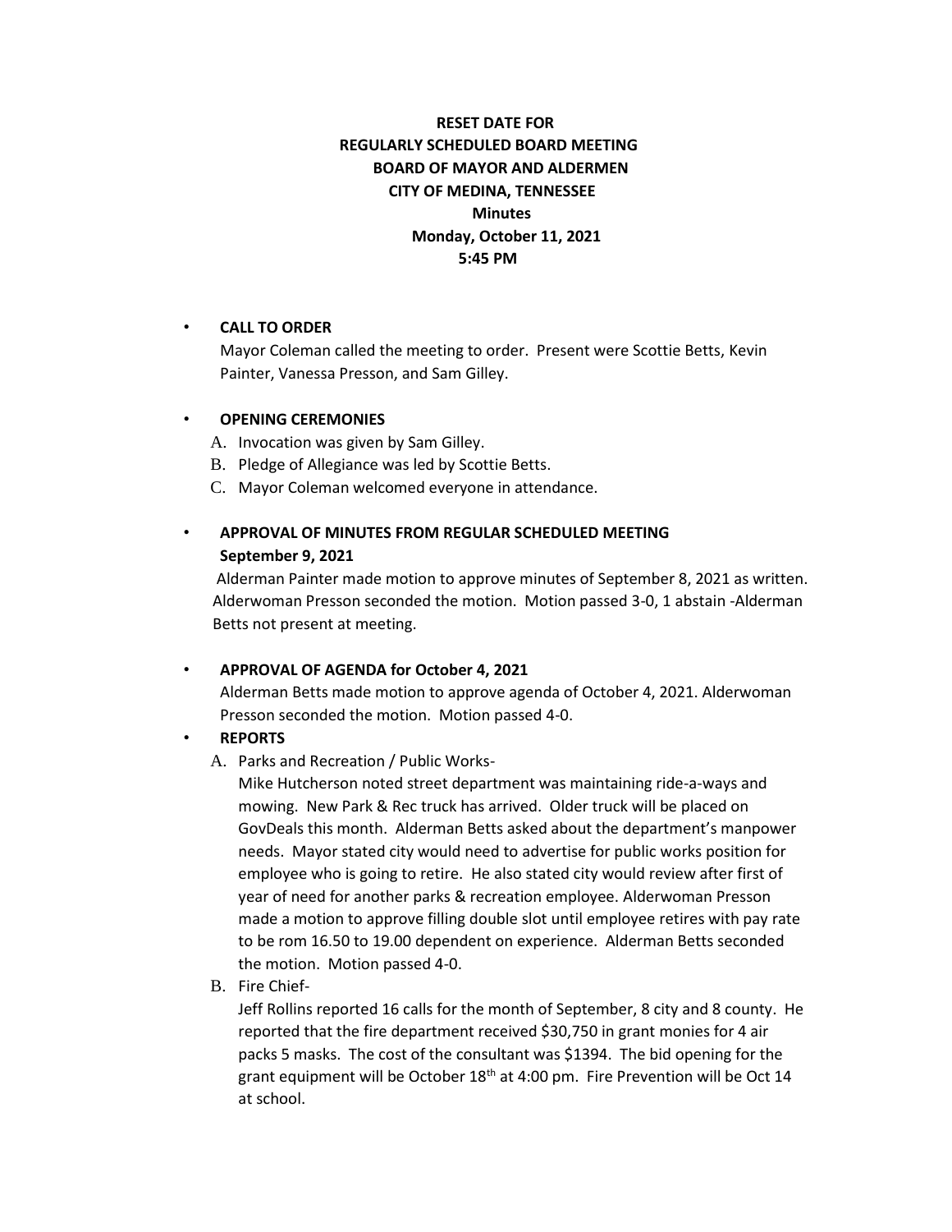**RESET DATE FOR**
**REGULARLY SCHEDULED BOARD MEETING**
**BOARD OF MAYOR AND ALDERMEN**
**CITY OF MEDINA, TENNESSEE**
**Minutes**
**Monday, October 11, 2021**
**5:45 PM**

- **CALL TO ORDER**

  Mayor Coleman called the meeting to order. Present were Scottie Betts, Kevin Painter, Vanessa Presson, and Sam Gilley.

- **OPENING CEREMONIES**

  A. Invocation was given by Sam Gilley.

  B. Pledge of Allegiance was led by Scottie Betts.

  C. Mayor Coleman welcomed everyone in attendance.

- **APPROVAL OF MINUTES FROM REGULAR SCHEDULED MEETING September 9, 2021**

  Alderman Painter made motion to approve minutes of September 8, 2021 as written. Alderwoman Presson seconded the motion. Motion passed 3-0, 1 abstain -Alderman Betts not present at meeting.

- **APPROVAL OF AGENDA for October 4, 2021**

  Alderman Betts made motion to approve agenda of October 4, 2021. Alderwoman Presson seconded the motion. Motion passed 4-0.

- **REPORTS**

  A. Parks and Recreation / Public Works-

  Mike Hutcherson noted street department was maintaining ride-a-ways and mowing. New Park & Rec truck has arrived. Older truck will be placed on GovDeals this month. Alderman Betts asked about the department's manpower needs. Mayor stated city would need to advertise for public works position for employee who is going to retire. He also stated city would review after first of year of need for another parks & recreation employee. Alderwoman Presson made a motion to approve filling double slot until employee retires with pay rate to be rom 16.50 to 19.00 dependent on experience. Alderman Betts seconded the motion. Motion passed 4-0.

  B. Fire Chief-

  Jeff Rollins reported 16 calls for the month of September, 8 city and 8 county. He reported that the fire department received $30,750 in grant monies for 4 air packs 5 masks. The cost of the consultant was $1394. The bid opening for the grant equipment will be October 18th at 4:00 pm. Fire Prevention will be Oct 14 at school.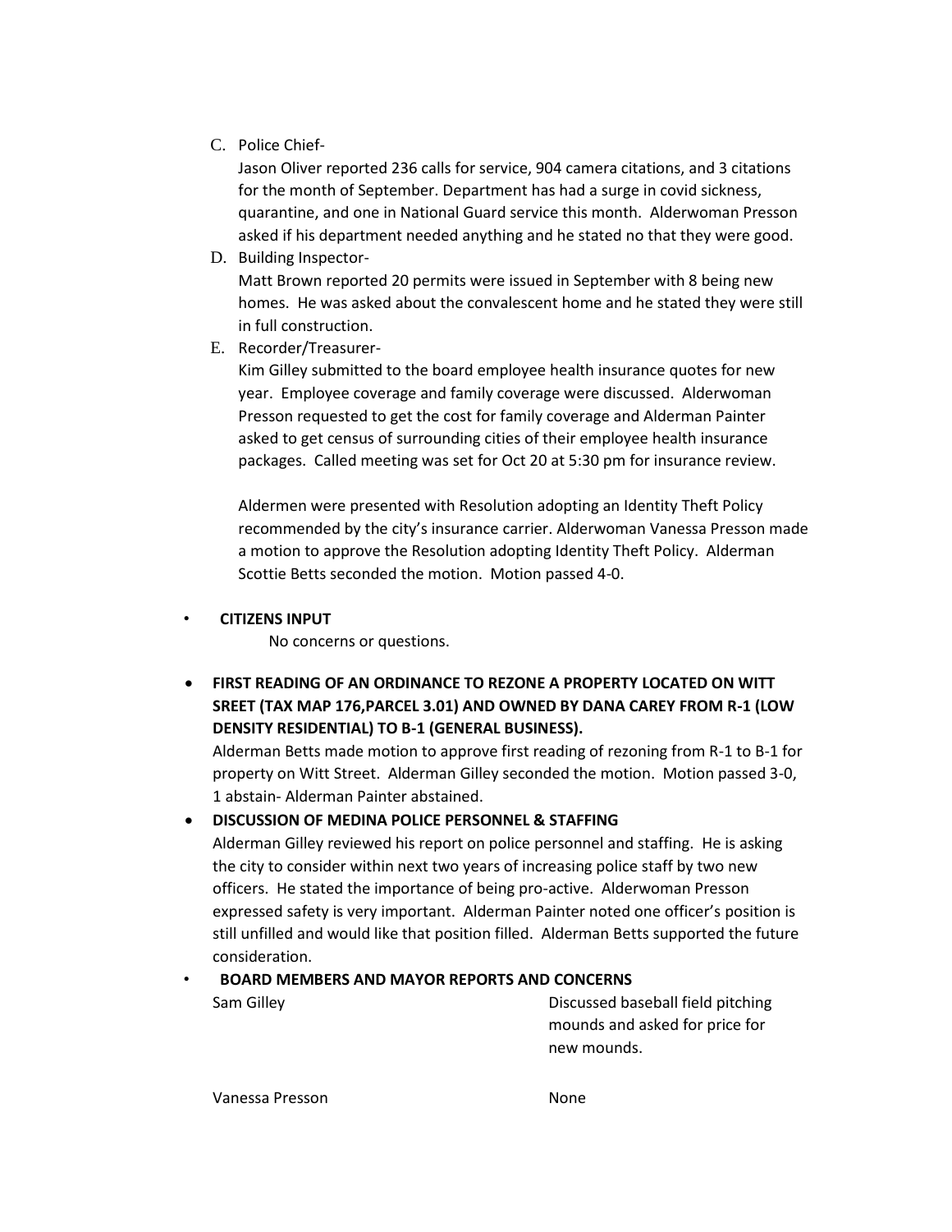C. Police Chief-

Jason Oliver reported 236 calls for service, 904 camera citations, and 3 citations for the month of September. Department has had a surge in covid sickness, quarantine, and one in National Guard service this month. Alderwoman Presson asked if his department needed anything and he stated no that they were good.

D. Building Inspector-

Matt Brown reported 20 permits were issued in September with 8 being new homes. He was asked about the convalescent home and he stated they were still in full construction.

E. Recorder/Treasurer-

Kim Gilley submitted to the board employee health insurance quotes for new year. Employee coverage and family coverage were discussed. Alderwoman Presson requested to get the cost for family coverage and Alderman Painter asked to get census of surrounding cities of their employee health insurance packages. Called meeting was set for Oct 20 at 5:30 pm for insurance review.

Aldermen were presented with Resolution adopting an Identity Theft Policy recommended by the city's insurance carrier. Alderwoman Vanessa Presson made a motion to approve the Resolution adopting Identity Theft Policy. Alderman Scottie Betts seconded the motion. Motion passed 4-0.

- **CITIZENS INPUT**

  No concerns or questions.

- **FIRST READING OF AN ORDINANCE TO REZONE A PROPERTY LOCATED ON WITT SREET (TAX MAP 176,PARCEL 3.01) AND OWNED BY DANA CAREY FROM R-1 (LOW DENSITY RESIDENTIAL) TO B-1 (GENERAL BUSINESS).**

  Alderman Betts made motion to approve first reading of rezoning from R-1 to B-1 for property on Witt Street. Alderman Gilley seconded the motion. Motion passed 3-0, 1 abstain- Alderman Painter abstained.

- **DISCUSSION OF MEDINA POLICE PERSONNEL & STAFFING**

  Alderman Gilley reviewed his report on police personnel and staffing. He is asking the city to consider within next two years of increasing police staff by two new officers. He stated the importance of being pro-active. Alderwoman Presson expressed safety is very important. Alderman Painter noted one officer's position is still unfilled and would like that position filled. Alderman Betts supported the future consideration.

- **BOARD MEMBERS AND MAYOR REPORTS AND CONCERNS**

| | |
|---|---|
| Sam Gilley | Discussed baseball field pitching mounds and asked for price for new mounds. |
| Vanessa Presson | None |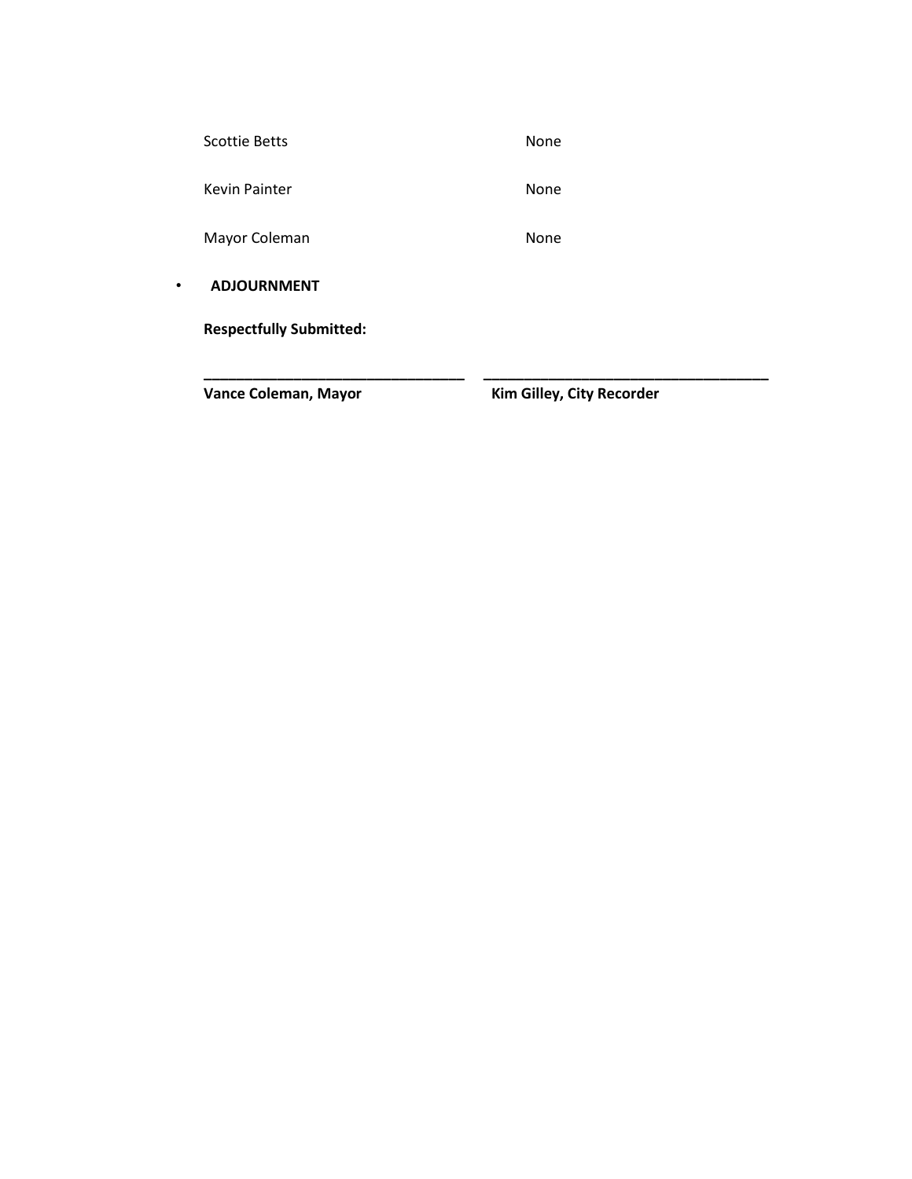| | |
|---|---|
| Scottie Betts | None |
| Kevin Painter | None |
| Mayor Coleman | None |

- **ADJOURNMENT**

**Respectfully Submitted:**

| | |
|---|---|
| ________________________________ | ___________________________________ |
| **Vance Coleman, Mayor** | **Kim Gilley, City Recorder** |